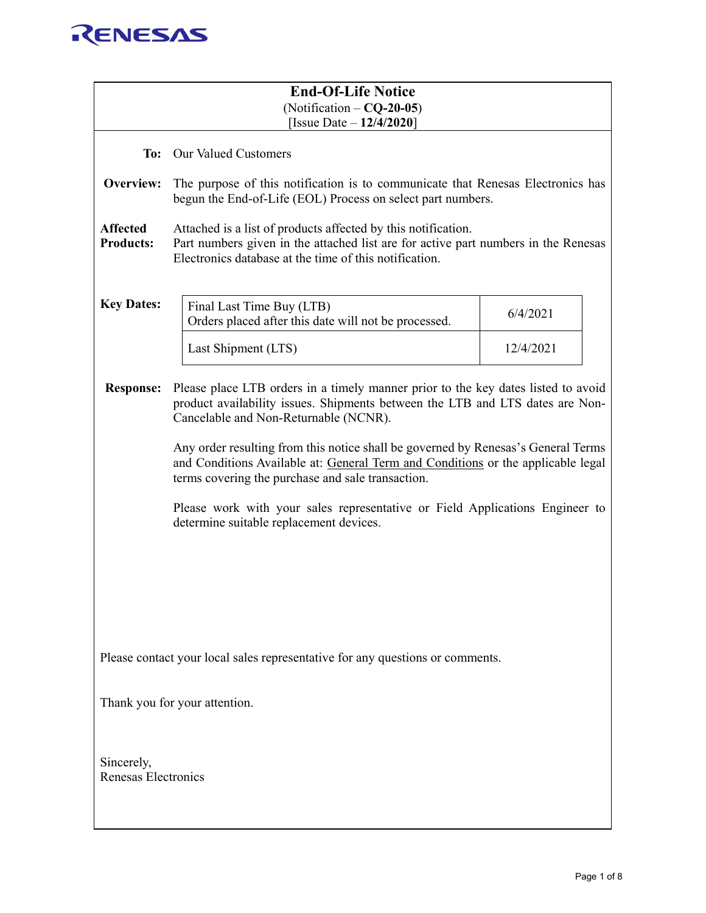# End-Of-Life Notice

(Notification – **CQ-20-05**)
[Issue Date – **12/4/2020**]

**To:** Our Valued Customers

**Overview:** The purpose of this notification is to communicate that Renesas Electronics has begun the End-of-Life (EOL) Process on select part numbers.

**Affected Products:** Attached is a list of products affected by this notification.
Part numbers given in the attached list are for active part numbers in the Renesas Electronics database at the time of this notification.

**Key Dates:**

| | |
|---|---|
| Final Last Time Buy (LTB)<br>Orders placed after this date will not be processed. | 6/4/2021 |
| Last Shipment (LTS) | 12/4/2021 |

**Response:** Please place LTB orders in a timely manner prior to the key dates listed to avoid product availability issues. Shipments between the LTB and LTS dates are Non-Cancelable and Non-Returnable (NCNR).

Any order resulting from this notice shall be governed by Renesas's General Terms and Conditions Available at: General Term and Conditions or the applicable legal terms covering the purchase and sale transaction.

Please work with your sales representative or Field Applications Engineer to determine suitable replacement devices.

Please contact your local sales representative for any questions or comments.

Thank you for your attention.

Sincerely,
Renesas Electronics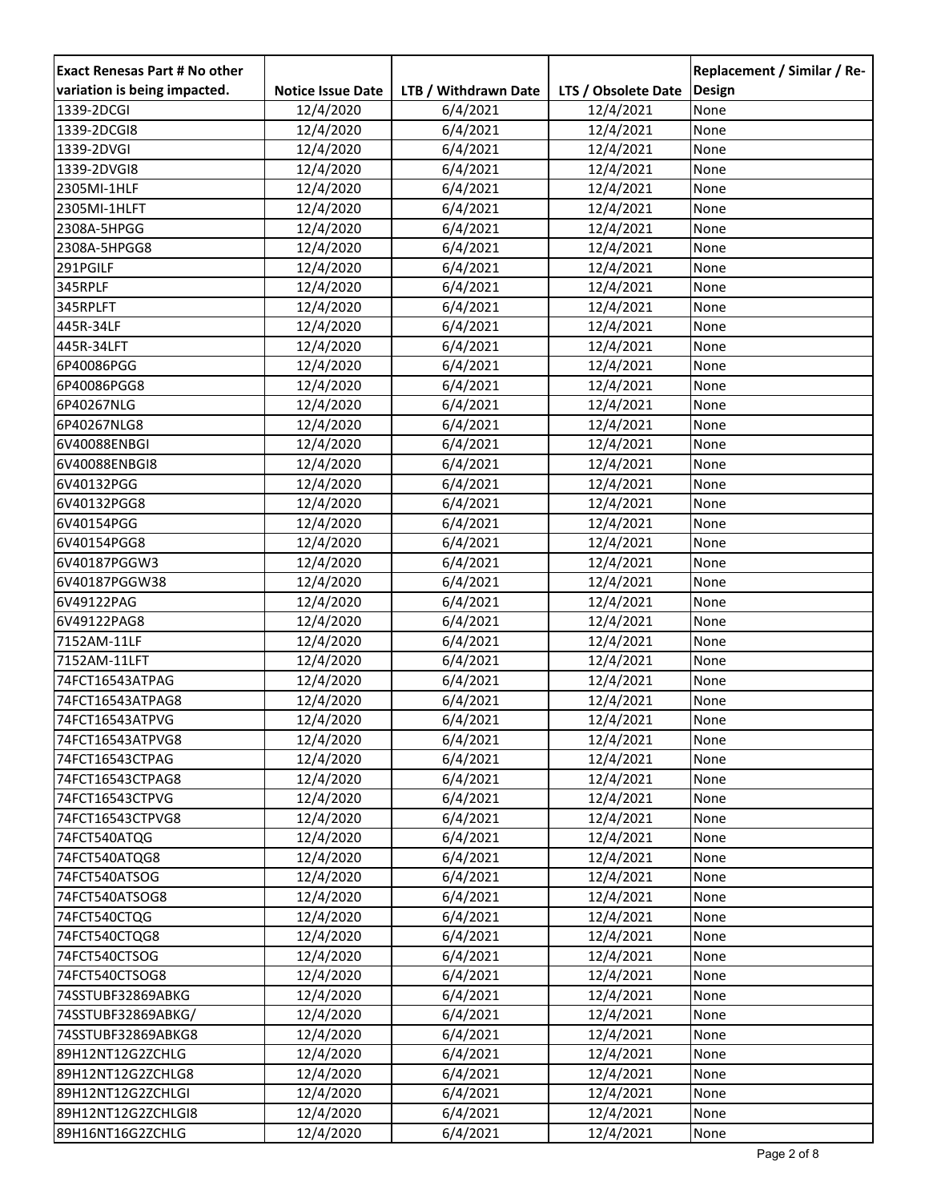| Exact Renesas Part # No other variation is being impacted. | Notice Issue Date | LTB / Withdrawn Date | LTS / Obsolete Date | Replacement / Similar / Re-Design |
|---|---|---|---|---|
| 1339-2DCGI | 12/4/2020 | 6/4/2021 | 12/4/2021 | None |
| 1339-2DCGI8 | 12/4/2020 | 6/4/2021 | 12/4/2021 | None |
| 1339-2DVGI | 12/4/2020 | 6/4/2021 | 12/4/2021 | None |
| 1339-2DVGI8 | 12/4/2020 | 6/4/2021 | 12/4/2021 | None |
| 2305MI-1HLF | 12/4/2020 | 6/4/2021 | 12/4/2021 | None |
| 2305MI-1HLFT | 12/4/2020 | 6/4/2021 | 12/4/2021 | None |
| 2308A-5HPGG | 12/4/2020 | 6/4/2021 | 12/4/2021 | None |
| 2308A-5HPGG8 | 12/4/2020 | 6/4/2021 | 12/4/2021 | None |
| 291PGILF | 12/4/2020 | 6/4/2021 | 12/4/2021 | None |
| 345RPLF | 12/4/2020 | 6/4/2021 | 12/4/2021 | None |
| 345RPLFT | 12/4/2020 | 6/4/2021 | 12/4/2021 | None |
| 445R-34LF | 12/4/2020 | 6/4/2021 | 12/4/2021 | None |
| 445R-34LFT | 12/4/2020 | 6/4/2021 | 12/4/2021 | None |
| 6P40086PGG | 12/4/2020 | 6/4/2021 | 12/4/2021 | None |
| 6P40086PGG8 | 12/4/2020 | 6/4/2021 | 12/4/2021 | None |
| 6P40267NLG | 12/4/2020 | 6/4/2021 | 12/4/2021 | None |
| 6P40267NLG8 | 12/4/2020 | 6/4/2021 | 12/4/2021 | None |
| 6V40088ENBGI | 12/4/2020 | 6/4/2021 | 12/4/2021 | None |
| 6V40088ENBGI8 | 12/4/2020 | 6/4/2021 | 12/4/2021 | None |
| 6V40132PGG | 12/4/2020 | 6/4/2021 | 12/4/2021 | None |
| 6V40132PGG8 | 12/4/2020 | 6/4/2021 | 12/4/2021 | None |
| 6V40154PGG | 12/4/2020 | 6/4/2021 | 12/4/2021 | None |
| 6V40154PGG8 | 12/4/2020 | 6/4/2021 | 12/4/2021 | None |
| 6V40187PGGW3 | 12/4/2020 | 6/4/2021 | 12/4/2021 | None |
| 6V40187PGGW38 | 12/4/2020 | 6/4/2021 | 12/4/2021 | None |
| 6V49122PAG | 12/4/2020 | 6/4/2021 | 12/4/2021 | None |
| 6V49122PAG8 | 12/4/2020 | 6/4/2021 | 12/4/2021 | None |
| 7152AM-11LF | 12/4/2020 | 6/4/2021 | 12/4/2021 | None |
| 7152AM-11LFT | 12/4/2020 | 6/4/2021 | 12/4/2021 | None |
| 74FCT16543ATPAG | 12/4/2020 | 6/4/2021 | 12/4/2021 | None |
| 74FCT16543ATPAG8 | 12/4/2020 | 6/4/2021 | 12/4/2021 | None |
| 74FCT16543ATPVG | 12/4/2020 | 6/4/2021 | 12/4/2021 | None |
| 74FCT16543ATPVG8 | 12/4/2020 | 6/4/2021 | 12/4/2021 | None |
| 74FCT16543CTPAG | 12/4/2020 | 6/4/2021 | 12/4/2021 | None |
| 74FCT16543CTPAG8 | 12/4/2020 | 6/4/2021 | 12/4/2021 | None |
| 74FCT16543CTPVG | 12/4/2020 | 6/4/2021 | 12/4/2021 | None |
| 74FCT16543CTPVG8 | 12/4/2020 | 6/4/2021 | 12/4/2021 | None |
| 74FCT540ATQG | 12/4/2020 | 6/4/2021 | 12/4/2021 | None |
| 74FCT540ATQG8 | 12/4/2020 | 6/4/2021 | 12/4/2021 | None |
| 74FCT540ATSOG | 12/4/2020 | 6/4/2021 | 12/4/2021 | None |
| 74FCT540ATSOG8 | 12/4/2020 | 6/4/2021 | 12/4/2021 | None |
| 74FCT540CTQG | 12/4/2020 | 6/4/2021 | 12/4/2021 | None |
| 74FCT540CTQG8 | 12/4/2020 | 6/4/2021 | 12/4/2021 | None |
| 74FCT540CTSOG | 12/4/2020 | 6/4/2021 | 12/4/2021 | None |
| 74FCT540CTSOG8 | 12/4/2020 | 6/4/2021 | 12/4/2021 | None |
| 74SSTUBF32869ABKG | 12/4/2020 | 6/4/2021 | 12/4/2021 | None |
| 74SSTUBF32869ABKG/ | 12/4/2020 | 6/4/2021 | 12/4/2021 | None |
| 74SSTUBF32869ABKG8 | 12/4/2020 | 6/4/2021 | 12/4/2021 | None |
| 89H12NT12G2ZCHLG | 12/4/2020 | 6/4/2021 | 12/4/2021 | None |
| 89H12NT12G2ZCHLG8 | 12/4/2020 | 6/4/2021 | 12/4/2021 | None |
| 89H12NT12G2ZCHLGI | 12/4/2020 | 6/4/2021 | 12/4/2021 | None |
| 89H12NT12G2ZCHLGI8 | 12/4/2020 | 6/4/2021 | 12/4/2021 | None |
| 89H16NT16G2ZCHLG | 12/4/2020 | 6/4/2021 | 12/4/2021 | None |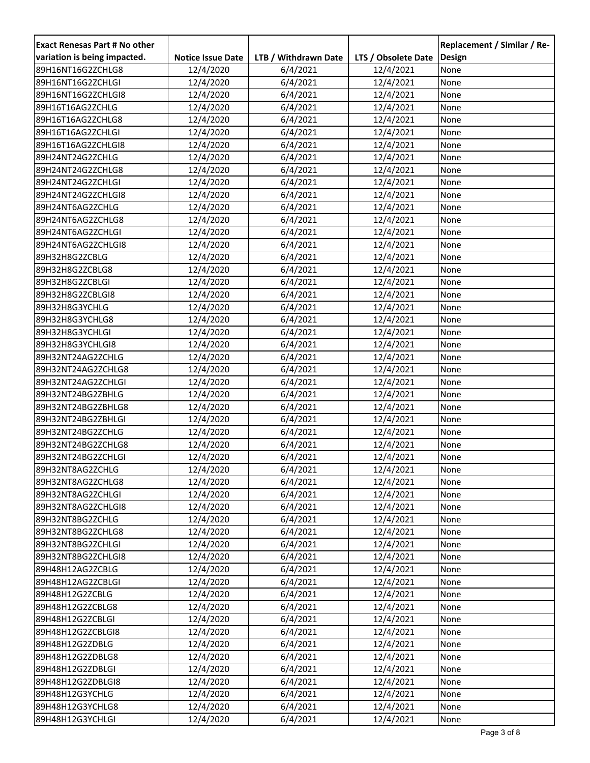| Exact Renesas Part # No other variation is being impacted. | Notice Issue Date | LTB / Withdrawn Date | LTS / Obsolete Date | Replacement / Similar / Re-Design |
|---|---|---|---|---|
| 89H16NT16G2ZCHLG8 | 12/4/2020 | 6/4/2021 | 12/4/2021 | None |
| 89H16NT16G2ZCHLGI | 12/4/2020 | 6/4/2021 | 12/4/2021 | None |
| 89H16NT16G2ZCHLGI8 | 12/4/2020 | 6/4/2021 | 12/4/2021 | None |
| 89H16T16AG2ZCHLG | 12/4/2020 | 6/4/2021 | 12/4/2021 | None |
| 89H16T16AG2ZCHLG8 | 12/4/2020 | 6/4/2021 | 12/4/2021 | None |
| 89H16T16AG2ZCHLGI | 12/4/2020 | 6/4/2021 | 12/4/2021 | None |
| 89H16T16AG2ZCHLGI8 | 12/4/2020 | 6/4/2021 | 12/4/2021 | None |
| 89H24NT24G2ZCHLG | 12/4/2020 | 6/4/2021 | 12/4/2021 | None |
| 89H24NT24G2ZCHLG8 | 12/4/2020 | 6/4/2021 | 12/4/2021 | None |
| 89H24NT24G2ZCHLGI | 12/4/2020 | 6/4/2021 | 12/4/2021 | None |
| 89H24NT24G2ZCHLGI8 | 12/4/2020 | 6/4/2021 | 12/4/2021 | None |
| 89H24NT6AG2ZCHLG | 12/4/2020 | 6/4/2021 | 12/4/2021 | None |
| 89H24NT6AG2ZCHLG8 | 12/4/2020 | 6/4/2021 | 12/4/2021 | None |
| 89H24NT6AG2ZCHLGI | 12/4/2020 | 6/4/2021 | 12/4/2021 | None |
| 89H24NT6AG2ZCHLGI8 | 12/4/2020 | 6/4/2021 | 12/4/2021 | None |
| 89H32H8G2ZCBLG | 12/4/2020 | 6/4/2021 | 12/4/2021 | None |
| 89H32H8G2ZCBLG8 | 12/4/2020 | 6/4/2021 | 12/4/2021 | None |
| 89H32H8G2ZCBLGI | 12/4/2020 | 6/4/2021 | 12/4/2021 | None |
| 89H32H8G2ZCBLGI8 | 12/4/2020 | 6/4/2021 | 12/4/2021 | None |
| 89H32H8G3YCHLG | 12/4/2020 | 6/4/2021 | 12/4/2021 | None |
| 89H32H8G3YCHLG8 | 12/4/2020 | 6/4/2021 | 12/4/2021 | None |
| 89H32H8G3YCHLGI | 12/4/2020 | 6/4/2021 | 12/4/2021 | None |
| 89H32H8G3YCHLGI8 | 12/4/2020 | 6/4/2021 | 12/4/2021 | None |
| 89H32NT24AG2ZCHLG | 12/4/2020 | 6/4/2021 | 12/4/2021 | None |
| 89H32NT24AG2ZCHLG8 | 12/4/2020 | 6/4/2021 | 12/4/2021 | None |
| 89H32NT24AG2ZCHLGI | 12/4/2020 | 6/4/2021 | 12/4/2021 | None |
| 89H32NT24BG2ZBHLG | 12/4/2020 | 6/4/2021 | 12/4/2021 | None |
| 89H32NT24BG2ZBHLG8 | 12/4/2020 | 6/4/2021 | 12/4/2021 | None |
| 89H32NT24BG2ZBHLGI | 12/4/2020 | 6/4/2021 | 12/4/2021 | None |
| 89H32NT24BG2ZCHLG | 12/4/2020 | 6/4/2021 | 12/4/2021 | None |
| 89H32NT24BG2ZCHLG8 | 12/4/2020 | 6/4/2021 | 12/4/2021 | None |
| 89H32NT24BG2ZCHLGI | 12/4/2020 | 6/4/2021 | 12/4/2021 | None |
| 89H32NT8AG2ZCHLG | 12/4/2020 | 6/4/2021 | 12/4/2021 | None |
| 89H32NT8AG2ZCHLG8 | 12/4/2020 | 6/4/2021 | 12/4/2021 | None |
| 89H32NT8AG2ZCHLGI | 12/4/2020 | 6/4/2021 | 12/4/2021 | None |
| 89H32NT8AG2ZCHLGI8 | 12/4/2020 | 6/4/2021 | 12/4/2021 | None |
| 89H32NT8BG2ZCHLG | 12/4/2020 | 6/4/2021 | 12/4/2021 | None |
| 89H32NT8BG2ZCHLG8 | 12/4/2020 | 6/4/2021 | 12/4/2021 | None |
| 89H32NT8BG2ZCHLGI | 12/4/2020 | 6/4/2021 | 12/4/2021 | None |
| 89H32NT8BG2ZCHLGI8 | 12/4/2020 | 6/4/2021 | 12/4/2021 | None |
| 89H48H12AG2ZCBLG | 12/4/2020 | 6/4/2021 | 12/4/2021 | None |
| 89H48H12AG2ZCBLGI | 12/4/2020 | 6/4/2021 | 12/4/2021 | None |
| 89H48H12G2ZCBLG | 12/4/2020 | 6/4/2021 | 12/4/2021 | None |
| 89H48H12G2ZCBLG8 | 12/4/2020 | 6/4/2021 | 12/4/2021 | None |
| 89H48H12G2ZCBLGI | 12/4/2020 | 6/4/2021 | 12/4/2021 | None |
| 89H48H12G2ZCBLGI8 | 12/4/2020 | 6/4/2021 | 12/4/2021 | None |
| 89H48H12G2ZDBLG | 12/4/2020 | 6/4/2021 | 12/4/2021 | None |
| 89H48H12G2ZDBLG8 | 12/4/2020 | 6/4/2021 | 12/4/2021 | None |
| 89H48H12G2ZDBLGI | 12/4/2020 | 6/4/2021 | 12/4/2021 | None |
| 89H48H12G2ZDBLGI8 | 12/4/2020 | 6/4/2021 | 12/4/2021 | None |
| 89H48H12G3YCHLG | 12/4/2020 | 6/4/2021 | 12/4/2021 | None |
| 89H48H12G3YCHLG8 | 12/4/2020 | 6/4/2021 | 12/4/2021 | None |
| 89H48H12G3YCHLGI | 12/4/2020 | 6/4/2021 | 12/4/2021 | None |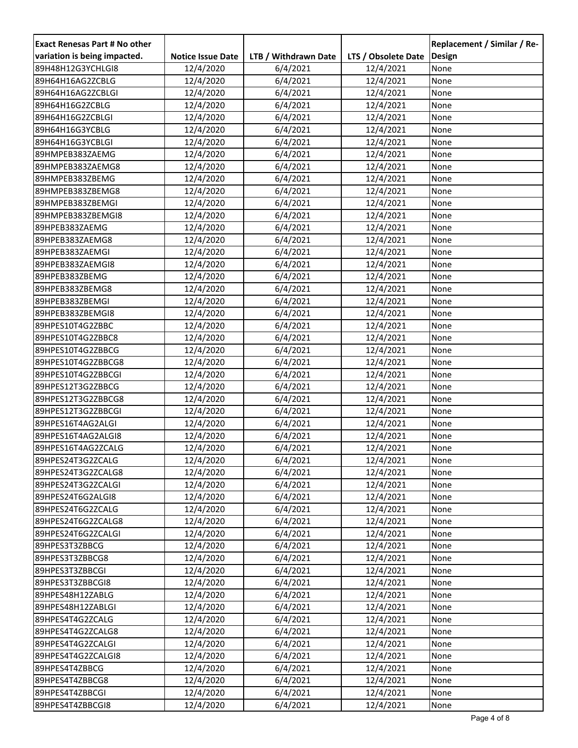| Exact Renesas Part # No other variation is being impacted. | Notice Issue Date | LTB / Withdrawn Date | LTS / Obsolete Date | Replacement / Similar / Re-Design |
|---|---|---|---|---|
| 89H48H12G3YCHLGI8 | 12/4/2020 | 6/4/2021 | 12/4/2021 | None |
| 89H64H16AG2ZCBLG | 12/4/2020 | 6/4/2021 | 12/4/2021 | None |
| 89H64H16AG2ZCBLGI | 12/4/2020 | 6/4/2021 | 12/4/2021 | None |
| 89H64H16G2ZCBLG | 12/4/2020 | 6/4/2021 | 12/4/2021 | None |
| 89H64H16G2ZCBLGI | 12/4/2020 | 6/4/2021 | 12/4/2021 | None |
| 89H64H16G3YCBLG | 12/4/2020 | 6/4/2021 | 12/4/2021 | None |
| 89H64H16G3YCBLGI | 12/4/2020 | 6/4/2021 | 12/4/2021 | None |
| 89HMPEB383ZAEMG | 12/4/2020 | 6/4/2021 | 12/4/2021 | None |
| 89HMPEB383ZAEMG8 | 12/4/2020 | 6/4/2021 | 12/4/2021 | None |
| 89HMPEB383ZBEMG | 12/4/2020 | 6/4/2021 | 12/4/2021 | None |
| 89HMPEB383ZBEMG8 | 12/4/2020 | 6/4/2021 | 12/4/2021 | None |
| 89HMPEB383ZBEMGI | 12/4/2020 | 6/4/2021 | 12/4/2021 | None |
| 89HMPEB383ZBEMGI8 | 12/4/2020 | 6/4/2021 | 12/4/2021 | None |
| 89HPEB383ZAEMG | 12/4/2020 | 6/4/2021 | 12/4/2021 | None |
| 89HPEB383ZAEMG8 | 12/4/2020 | 6/4/2021 | 12/4/2021 | None |
| 89HPEB383ZAEMGI | 12/4/2020 | 6/4/2021 | 12/4/2021 | None |
| 89HPEB383ZAEMGI8 | 12/4/2020 | 6/4/2021 | 12/4/2021 | None |
| 89HPEB383ZBEMG | 12/4/2020 | 6/4/2021 | 12/4/2021 | None |
| 89HPEB383ZBEMG8 | 12/4/2020 | 6/4/2021 | 12/4/2021 | None |
| 89HPEB383ZBEMGI | 12/4/2020 | 6/4/2021 | 12/4/2021 | None |
| 89HPEB383ZBEMGI8 | 12/4/2020 | 6/4/2021 | 12/4/2021 | None |
| 89HPES10T4G2ZBBC | 12/4/2020 | 6/4/2021 | 12/4/2021 | None |
| 89HPES10T4G2ZBBC8 | 12/4/2020 | 6/4/2021 | 12/4/2021 | None |
| 89HPES10T4G2ZBBCG | 12/4/2020 | 6/4/2021 | 12/4/2021 | None |
| 89HPES10T4G2ZBBCG8 | 12/4/2020 | 6/4/2021 | 12/4/2021 | None |
| 89HPES10T4G2ZBBCGI | 12/4/2020 | 6/4/2021 | 12/4/2021 | None |
| 89HPES12T3G2ZBBCG | 12/4/2020 | 6/4/2021 | 12/4/2021 | None |
| 89HPES12T3G2ZBBCG8 | 12/4/2020 | 6/4/2021 | 12/4/2021 | None |
| 89HPES12T3G2ZBBCGI | 12/4/2020 | 6/4/2021 | 12/4/2021 | None |
| 89HPES16T4AG2ALGI | 12/4/2020 | 6/4/2021 | 12/4/2021 | None |
| 89HPES16T4AG2ALGI8 | 12/4/2020 | 6/4/2021 | 12/4/2021 | None |
| 89HPES16T4AG2ZCALG | 12/4/2020 | 6/4/2021 | 12/4/2021 | None |
| 89HPES24T3G2ZCALG | 12/4/2020 | 6/4/2021 | 12/4/2021 | None |
| 89HPES24T3G2ZCALG8 | 12/4/2020 | 6/4/2021 | 12/4/2021 | None |
| 89HPES24T3G2ZCALGI | 12/4/2020 | 6/4/2021 | 12/4/2021 | None |
| 89HPES24T6G2ALGI8 | 12/4/2020 | 6/4/2021 | 12/4/2021 | None |
| 89HPES24T6G2ZCALG | 12/4/2020 | 6/4/2021 | 12/4/2021 | None |
| 89HPES24T6G2ZCALG8 | 12/4/2020 | 6/4/2021 | 12/4/2021 | None |
| 89HPES24T6G2ZCALGI | 12/4/2020 | 6/4/2021 | 12/4/2021 | None |
| 89HPES3T3ZBBCG | 12/4/2020 | 6/4/2021 | 12/4/2021 | None |
| 89HPES3T3ZBBCG8 | 12/4/2020 | 6/4/2021 | 12/4/2021 | None |
| 89HPES3T3ZBBCGI | 12/4/2020 | 6/4/2021 | 12/4/2021 | None |
| 89HPES3T3ZBBCGI8 | 12/4/2020 | 6/4/2021 | 12/4/2021 | None |
| 89HPES48H12ZABLG | 12/4/2020 | 6/4/2021 | 12/4/2021 | None |
| 89HPES48H12ZABLGI | 12/4/2020 | 6/4/2021 | 12/4/2021 | None |
| 89HPES4T4G2ZCALG | 12/4/2020 | 6/4/2021 | 12/4/2021 | None |
| 89HPES4T4G2ZCALG8 | 12/4/2020 | 6/4/2021 | 12/4/2021 | None |
| 89HPES4T4G2ZCALGI | 12/4/2020 | 6/4/2021 | 12/4/2021 | None |
| 89HPES4T4G2ZCALGI8 | 12/4/2020 | 6/4/2021 | 12/4/2021 | None |
| 89HPES4T4ZBBCG | 12/4/2020 | 6/4/2021 | 12/4/2021 | None |
| 89HPES4T4ZBBCG8 | 12/4/2020 | 6/4/2021 | 12/4/2021 | None |
| 89HPES4T4ZBBCGI | 12/4/2020 | 6/4/2021 | 12/4/2021 | None |
| 89HPES4T4ZBBCGI8 | 12/4/2020 | 6/4/2021 | 12/4/2021 | None |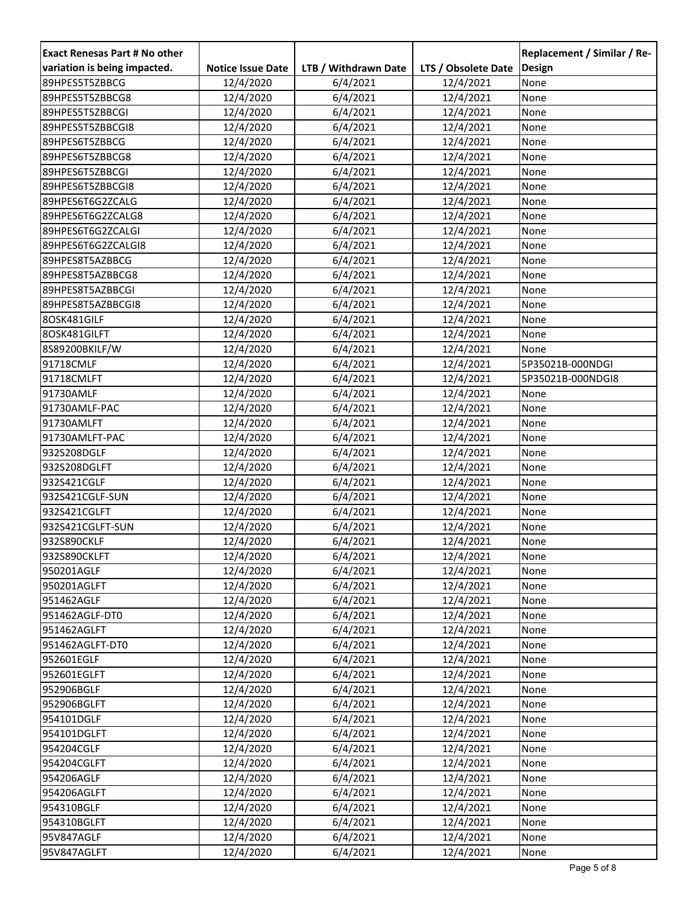| Exact Renesas Part # No other variation is being impacted. | Notice Issue Date | LTB / Withdrawn Date | LTS / Obsolete Date | Replacement / Similar / Re-Design |
|---|---|---|---|---|
| 89HPES5T5ZBBCG | 12/4/2020 | 6/4/2021 | 12/4/2021 | None |
| 89HPES5T5ZBBCG8 | 12/4/2020 | 6/4/2021 | 12/4/2021 | None |
| 89HPES5T5ZBBCGI | 12/4/2020 | 6/4/2021 | 12/4/2021 | None |
| 89HPES5T5ZBBCGI8 | 12/4/2020 | 6/4/2021 | 12/4/2021 | None |
| 89HPES6T5ZBBCG | 12/4/2020 | 6/4/2021 | 12/4/2021 | None |
| 89HPES6T5ZBBCG8 | 12/4/2020 | 6/4/2021 | 12/4/2021 | None |
| 89HPES6T5ZBBCGI | 12/4/2020 | 6/4/2021 | 12/4/2021 | None |
| 89HPES6T5ZBBCGI8 | 12/4/2020 | 6/4/2021 | 12/4/2021 | None |
| 89HPES6T6G2ZCALG | 12/4/2020 | 6/4/2021 | 12/4/2021 | None |
| 89HPES6T6G2ZCALG8 | 12/4/2020 | 6/4/2021 | 12/4/2021 | None |
| 89HPES6T6G2ZCALGI | 12/4/2020 | 6/4/2021 | 12/4/2021 | None |
| 89HPES6T6G2ZCALGI8 | 12/4/2020 | 6/4/2021 | 12/4/2021 | None |
| 89HPES8T5AZBBCG | 12/4/2020 | 6/4/2021 | 12/4/2021 | None |
| 89HPES8T5AZBBCG8 | 12/4/2020 | 6/4/2021 | 12/4/2021 | None |
| 89HPES8T5AZBBCGI | 12/4/2020 | 6/4/2021 | 12/4/2021 | None |
| 89HPES8T5AZBBCGI8 | 12/4/2020 | 6/4/2021 | 12/4/2021 | None |
| 8OSK481GILF | 12/4/2020 | 6/4/2021 | 12/4/2021 | None |
| 8OSK481GILFT | 12/4/2020 | 6/4/2021 | 12/4/2021 | None |
| 8S89200BKILF/W | 12/4/2020 | 6/4/2021 | 12/4/2021 | None |
| 91718CMLF | 12/4/2020 | 6/4/2021 | 12/4/2021 | 5P35021B-000NDGI |
| 91718CMLFT | 12/4/2020 | 6/4/2021 | 12/4/2021 | 5P35021B-000NDGI8 |
| 91730AMLF | 12/4/2020 | 6/4/2021 | 12/4/2021 | None |
| 91730AMLF-PAC | 12/4/2020 | 6/4/2021 | 12/4/2021 | None |
| 91730AMLFT | 12/4/2020 | 6/4/2021 | 12/4/2021 | None |
| 91730AMLFT-PAC | 12/4/2020 | 6/4/2021 | 12/4/2021 | None |
| 932S208DGLF | 12/4/2020 | 6/4/2021 | 12/4/2021 | None |
| 932S208DGLFT | 12/4/2020 | 6/4/2021 | 12/4/2021 | None |
| 932S421CGLF | 12/4/2020 | 6/4/2021 | 12/4/2021 | None |
| 932S421CGLF-SUN | 12/4/2020 | 6/4/2021 | 12/4/2021 | None |
| 932S421CGLFT | 12/4/2020 | 6/4/2021 | 12/4/2021 | None |
| 932S421CGLFT-SUN | 12/4/2020 | 6/4/2021 | 12/4/2021 | None |
| 932S890CKLF | 12/4/2020 | 6/4/2021 | 12/4/2021 | None |
| 932S890CKLFT | 12/4/2020 | 6/4/2021 | 12/4/2021 | None |
| 950201AGLF | 12/4/2020 | 6/4/2021 | 12/4/2021 | None |
| 950201AGLFT | 12/4/2020 | 6/4/2021 | 12/4/2021 | None |
| 951462AGLF | 12/4/2020 | 6/4/2021 | 12/4/2021 | None |
| 951462AGLF-DT0 | 12/4/2020 | 6/4/2021 | 12/4/2021 | None |
| 951462AGLFT | 12/4/2020 | 6/4/2021 | 12/4/2021 | None |
| 951462AGLFT-DT0 | 12/4/2020 | 6/4/2021 | 12/4/2021 | None |
| 952601EGLF | 12/4/2020 | 6/4/2021 | 12/4/2021 | None |
| 952601EGLFT | 12/4/2020 | 6/4/2021 | 12/4/2021 | None |
| 952906BGLF | 12/4/2020 | 6/4/2021 | 12/4/2021 | None |
| 952906BGLFT | 12/4/2020 | 6/4/2021 | 12/4/2021 | None |
| 954101DGLF | 12/4/2020 | 6/4/2021 | 12/4/2021 | None |
| 954101DGLFT | 12/4/2020 | 6/4/2021 | 12/4/2021 | None |
| 954204CGLF | 12/4/2020 | 6/4/2021 | 12/4/2021 | None |
| 954204CGLFT | 12/4/2020 | 6/4/2021 | 12/4/2021 | None |
| 954206AGLF | 12/4/2020 | 6/4/2021 | 12/4/2021 | None |
| 954206AGLFT | 12/4/2020 | 6/4/2021 | 12/4/2021 | None |
| 954310BGLF | 12/4/2020 | 6/4/2021 | 12/4/2021 | None |
| 954310BGLFT | 12/4/2020 | 6/4/2021 | 12/4/2021 | None |
| 95V847AGLF | 12/4/2020 | 6/4/2021 | 12/4/2021 | None |
| 95V847AGLFT | 12/4/2020 | 6/4/2021 | 12/4/2021 | None |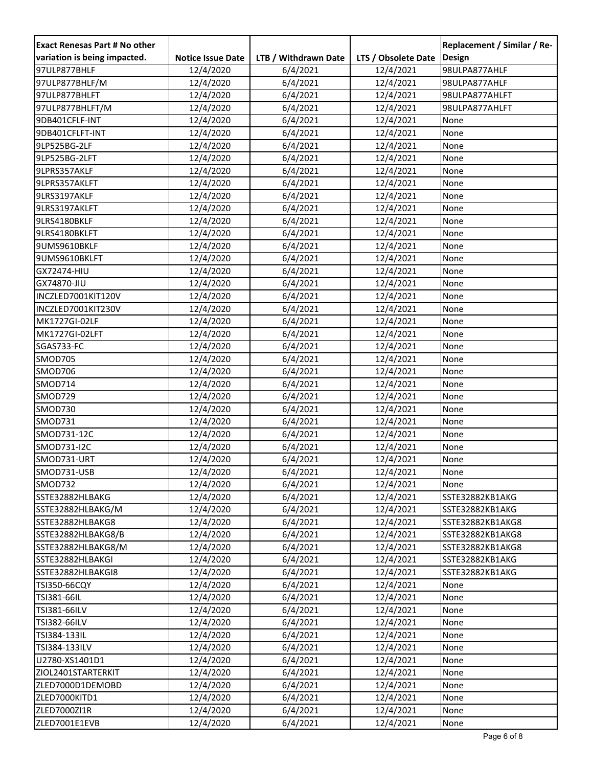| Exact Renesas Part # No other variation is being impacted. | Notice Issue Date | LTB / Withdrawn Date | LTS / Obsolete Date | Replacement / Similar / Re-Design |
|---|---|---|---|---|
| 97ULP877BHLF | 12/4/2020 | 6/4/2021 | 12/4/2021 | 98ULPA877AHLF |
| 97ULP877BHLF/M | 12/4/2020 | 6/4/2021 | 12/4/2021 | 98ULPA877AHLF |
| 97ULP877BHLFT | 12/4/2020 | 6/4/2021 | 12/4/2021 | 98ULPA877AHLFT |
| 97ULP877BHLFT/M | 12/4/2020 | 6/4/2021 | 12/4/2021 | 98ULPA877AHLFT |
| 9DB401CFLF-INT | 12/4/2020 | 6/4/2021 | 12/4/2021 | None |
| 9DB401CFLFT-INT | 12/4/2020 | 6/4/2021 | 12/4/2021 | None |
| 9LP525BG-2LF | 12/4/2020 | 6/4/2021 | 12/4/2021 | None |
| 9LP525BG-2LFT | 12/4/2020 | 6/4/2021 | 12/4/2021 | None |
| 9LPRS357AKLF | 12/4/2020 | 6/4/2021 | 12/4/2021 | None |
| 9LPRS357AKLFT | 12/4/2020 | 6/4/2021 | 12/4/2021 | None |
| 9LRS3197AKLF | 12/4/2020 | 6/4/2021 | 12/4/2021 | None |
| 9LRS3197AKLFT | 12/4/2020 | 6/4/2021 | 12/4/2021 | None |
| 9LRS4180BKLF | 12/4/2020 | 6/4/2021 | 12/4/2021 | None |
| 9LRS4180BKLFT | 12/4/2020 | 6/4/2021 | 12/4/2021 | None |
| 9UMS9610BKLF | 12/4/2020 | 6/4/2021 | 12/4/2021 | None |
| 9UMS9610BKLFT | 12/4/2020 | 6/4/2021 | 12/4/2021 | None |
| GX72474-HIU | 12/4/2020 | 6/4/2021 | 12/4/2021 | None |
| GX74870-JIU | 12/4/2020 | 6/4/2021 | 12/4/2021 | None |
| INCZLED7001KIT120V | 12/4/2020 | 6/4/2021 | 12/4/2021 | None |
| INCZLED7001KIT230V | 12/4/2020 | 6/4/2021 | 12/4/2021 | None |
| MK1727GI-02LF | 12/4/2020 | 6/4/2021 | 12/4/2021 | None |
| MK1727GI-02LFT | 12/4/2020 | 6/4/2021 | 12/4/2021 | None |
| SGAS733-FC | 12/4/2020 | 6/4/2021 | 12/4/2021 | None |
| SMOD705 | 12/4/2020 | 6/4/2021 | 12/4/2021 | None |
| SMOD706 | 12/4/2020 | 6/4/2021 | 12/4/2021 | None |
| SMOD714 | 12/4/2020 | 6/4/2021 | 12/4/2021 | None |
| SMOD729 | 12/4/2020 | 6/4/2021 | 12/4/2021 | None |
| SMOD730 | 12/4/2020 | 6/4/2021 | 12/4/2021 | None |
| SMOD731 | 12/4/2020 | 6/4/2021 | 12/4/2021 | None |
| SMOD731-12C | 12/4/2020 | 6/4/2021 | 12/4/2021 | None |
| SMOD731-I2C | 12/4/2020 | 6/4/2021 | 12/4/2021 | None |
| SMOD731-URT | 12/4/2020 | 6/4/2021 | 12/4/2021 | None |
| SMOD731-USB | 12/4/2020 | 6/4/2021 | 12/4/2021 | None |
| SMOD732 | 12/4/2020 | 6/4/2021 | 12/4/2021 | None |
| SSTE32882HLBAKG | 12/4/2020 | 6/4/2021 | 12/4/2021 | SSTE32882KB1AKG |
| SSTE32882HLBAKG/M | 12/4/2020 | 6/4/2021 | 12/4/2021 | SSTE32882KB1AKG |
| SSTE32882HLBAKG8 | 12/4/2020 | 6/4/2021 | 12/4/2021 | SSTE32882KB1AKG8 |
| SSTE32882HLBAKG8/B | 12/4/2020 | 6/4/2021 | 12/4/2021 | SSTE32882KB1AKG8 |
| SSTE32882HLBAKG8/M | 12/4/2020 | 6/4/2021 | 12/4/2021 | SSTE32882KB1AKG8 |
| SSTE32882HLBAKGI | 12/4/2020 | 6/4/2021 | 12/4/2021 | SSTE32882KB1AKG |
| SSTE32882HLBAKGI8 | 12/4/2020 | 6/4/2021 | 12/4/2021 | SSTE32882KB1AKG |
| TSI350-66CQY | 12/4/2020 | 6/4/2021 | 12/4/2021 | None |
| TSI381-66IL | 12/4/2020 | 6/4/2021 | 12/4/2021 | None |
| TSI381-66ILV | 12/4/2020 | 6/4/2021 | 12/4/2021 | None |
| TSI382-66ILV | 12/4/2020 | 6/4/2021 | 12/4/2021 | None |
| TSI384-133IL | 12/4/2020 | 6/4/2021 | 12/4/2021 | None |
| TSI384-133ILV | 12/4/2020 | 6/4/2021 | 12/4/2021 | None |
| U2780-XS1401D1 | 12/4/2020 | 6/4/2021 | 12/4/2021 | None |
| ZIOL2401STARTERKIT | 12/4/2020 | 6/4/2021 | 12/4/2021 | None |
| ZLED7000D1DEMOBD | 12/4/2020 | 6/4/2021 | 12/4/2021 | None |
| ZLED7000KITD1 | 12/4/2020 | 6/4/2021 | 12/4/2021 | None |
| ZLED7000ZI1R | 12/4/2020 | 6/4/2021 | 12/4/2021 | None |
| ZLED7001E1EVB | 12/4/2020 | 6/4/2021 | 12/4/2021 | None |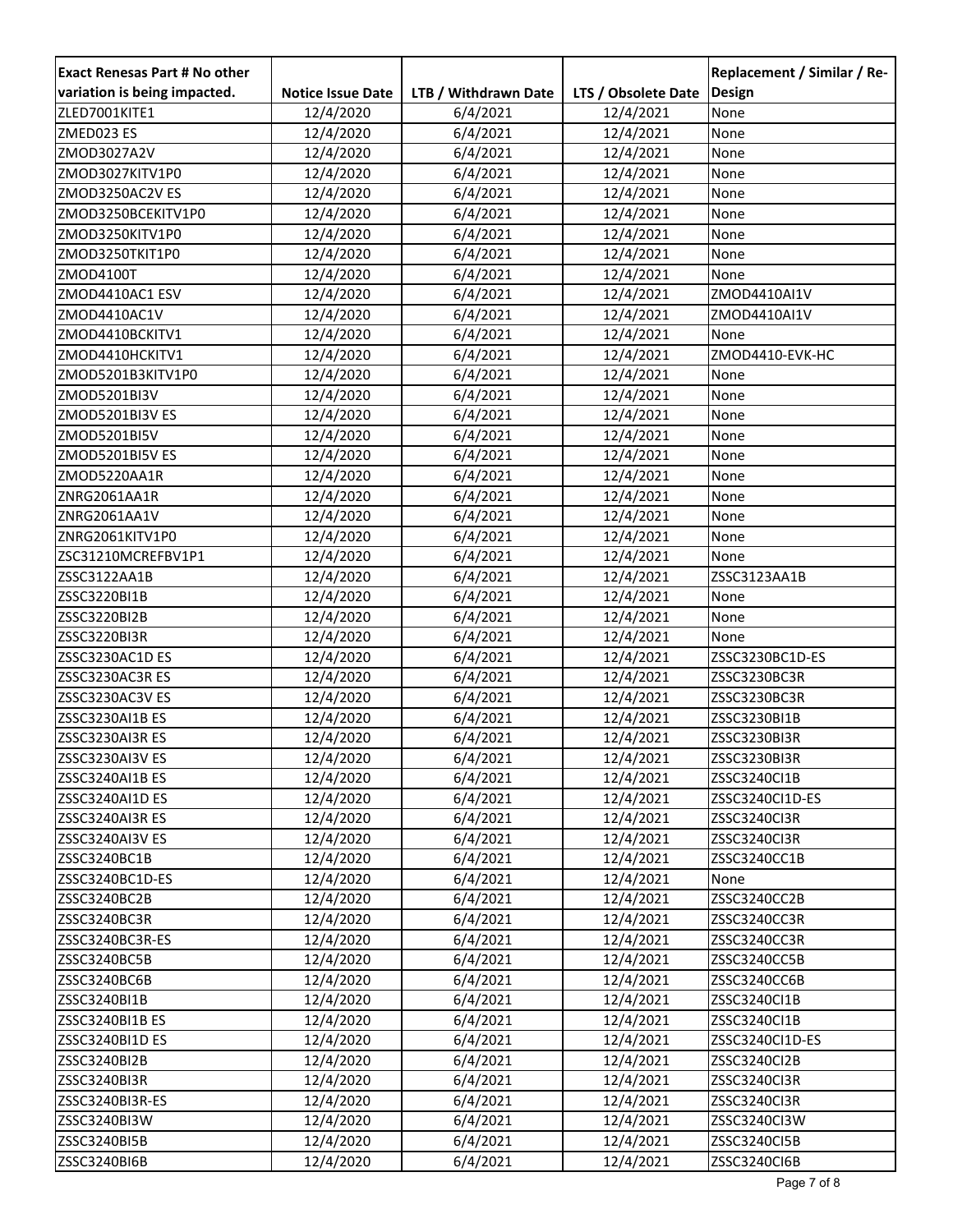| Exact Renesas Part # No other variation is being impacted. | Notice Issue Date | LTB / Withdrawn Date | LTS / Obsolete Date | Replacement / Similar / Re-Design |
|---|---|---|---|---|
| ZLED7001KITE1 | 12/4/2020 | 6/4/2021 | 12/4/2021 | None |
| ZMED023 ES | 12/4/2020 | 6/4/2021 | 12/4/2021 | None |
| ZMOD3027A2V | 12/4/2020 | 6/4/2021 | 12/4/2021 | None |
| ZMOD3027KITV1P0 | 12/4/2020 | 6/4/2021 | 12/4/2021 | None |
| ZMOD3250AC2V ES | 12/4/2020 | 6/4/2021 | 12/4/2021 | None |
| ZMOD3250BCEKITV1P0 | 12/4/2020 | 6/4/2021 | 12/4/2021 | None |
| ZMOD3250KITV1P0 | 12/4/2020 | 6/4/2021 | 12/4/2021 | None |
| ZMOD3250TKIT1P0 | 12/4/2020 | 6/4/2021 | 12/4/2021 | None |
| ZMOD4100T | 12/4/2020 | 6/4/2021 | 12/4/2021 | None |
| ZMOD4410AC1 ESV | 12/4/2020 | 6/4/2021 | 12/4/2021 | ZMOD4410AI1V |
| ZMOD4410AC1V | 12/4/2020 | 6/4/2021 | 12/4/2021 | ZMOD4410AI1V |
| ZMOD4410BCKITV1 | 12/4/2020 | 6/4/2021 | 12/4/2021 | None |
| ZMOD4410HCKITV1 | 12/4/2020 | 6/4/2021 | 12/4/2021 | ZMOD4410-EVK-HC |
| ZMOD5201B3KITV1P0 | 12/4/2020 | 6/4/2021 | 12/4/2021 | None |
| ZMOD5201BI3V | 12/4/2020 | 6/4/2021 | 12/4/2021 | None |
| ZMOD5201BI3V ES | 12/4/2020 | 6/4/2021 | 12/4/2021 | None |
| ZMOD5201BI5V | 12/4/2020 | 6/4/2021 | 12/4/2021 | None |
| ZMOD5201BI5V ES | 12/4/2020 | 6/4/2021 | 12/4/2021 | None |
| ZMOD5220AA1R | 12/4/2020 | 6/4/2021 | 12/4/2021 | None |
| ZNRG2061AA1R | 12/4/2020 | 6/4/2021 | 12/4/2021 | None |
| ZNRG2061AA1V | 12/4/2020 | 6/4/2021 | 12/4/2021 | None |
| ZNRG2061KITV1P0 | 12/4/2020 | 6/4/2021 | 12/4/2021 | None |
| ZSC31210MCREFBV1P1 | 12/4/2020 | 6/4/2021 | 12/4/2021 | None |
| ZSSC3122AA1B | 12/4/2020 | 6/4/2021 | 12/4/2021 | ZSSC3123AA1B |
| ZSSC3220BI1B | 12/4/2020 | 6/4/2021 | 12/4/2021 | None |
| ZSSC3220BI2B | 12/4/2020 | 6/4/2021 | 12/4/2021 | None |
| ZSSC3220BI3R | 12/4/2020 | 6/4/2021 | 12/4/2021 | None |
| ZSSC3230AC1D ES | 12/4/2020 | 6/4/2021 | 12/4/2021 | ZSSC3230BC1D-ES |
| ZSSC3230AC3R ES | 12/4/2020 | 6/4/2021 | 12/4/2021 | ZSSC3230BC3R |
| ZSSC3230AC3V ES | 12/4/2020 | 6/4/2021 | 12/4/2021 | ZSSC3230BC3R |
| ZSSC3230AI1B ES | 12/4/2020 | 6/4/2021 | 12/4/2021 | ZSSC3230BI1B |
| ZSSC3230AI3R ES | 12/4/2020 | 6/4/2021 | 12/4/2021 | ZSSC3230BI3R |
| ZSSC3230AI3V ES | 12/4/2020 | 6/4/2021 | 12/4/2021 | ZSSC3230BI3R |
| ZSSC3240AI1B ES | 12/4/2020 | 6/4/2021 | 12/4/2021 | ZSSC3240CI1B |
| ZSSC3240AI1D ES | 12/4/2020 | 6/4/2021 | 12/4/2021 | ZSSC3240CI1D-ES |
| ZSSC3240AI3R ES | 12/4/2020 | 6/4/2021 | 12/4/2021 | ZSSC3240CI3R |
| ZSSC3240AI3V ES | 12/4/2020 | 6/4/2021 | 12/4/2021 | ZSSC3240CI3R |
| ZSSC3240BC1B | 12/4/2020 | 6/4/2021 | 12/4/2021 | ZSSC3240CC1B |
| ZSSC3240BC1D-ES | 12/4/2020 | 6/4/2021 | 12/4/2021 | None |
| ZSSC3240BC2B | 12/4/2020 | 6/4/2021 | 12/4/2021 | ZSSC3240CC2B |
| ZSSC3240BC3R | 12/4/2020 | 6/4/2021 | 12/4/2021 | ZSSC3240CC3R |
| ZSSC3240BC3R-ES | 12/4/2020 | 6/4/2021 | 12/4/2021 | ZSSC3240CC3R |
| ZSSC3240BC5B | 12/4/2020 | 6/4/2021 | 12/4/2021 | ZSSC3240CC5B |
| ZSSC3240BC6B | 12/4/2020 | 6/4/2021 | 12/4/2021 | ZSSC3240CC6B |
| ZSSC3240BI1B | 12/4/2020 | 6/4/2021 | 12/4/2021 | ZSSC3240CI1B |
| ZSSC3240BI1B ES | 12/4/2020 | 6/4/2021 | 12/4/2021 | ZSSC3240CI1B |
| ZSSC3240BI1D ES | 12/4/2020 | 6/4/2021 | 12/4/2021 | ZSSC3240CI1D-ES |
| ZSSC3240BI2B | 12/4/2020 | 6/4/2021 | 12/4/2021 | ZSSC3240CI2B |
| ZSSC3240BI3R | 12/4/2020 | 6/4/2021 | 12/4/2021 | ZSSC3240CI3R |
| ZSSC3240BI3R-ES | 12/4/2020 | 6/4/2021 | 12/4/2021 | ZSSC3240CI3R |
| ZSSC3240BI3W | 12/4/2020 | 6/4/2021 | 12/4/2021 | ZSSC3240CI3W |
| ZSSC3240BI5B | 12/4/2020 | 6/4/2021 | 12/4/2021 | ZSSC3240CI5B |
| ZSSC3240BI6B | 12/4/2020 | 6/4/2021 | 12/4/2021 | ZSSC3240CI6B |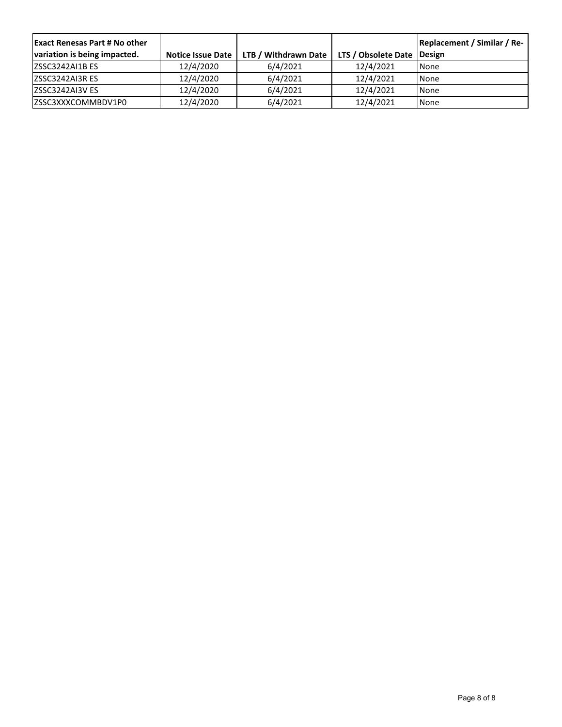| Exact Renesas Part # No other variation is being impacted. | Notice Issue Date | LTB / Withdrawn Date | LTS / Obsolete Date | Replacement / Similar / Re-Design |
|---|---|---|---|---|
| ZSSC3242AI1B ES | 12/4/2020 | 6/4/2021 | 12/4/2021 | None |
| ZSSC3242AI3R ES | 12/4/2020 | 6/4/2021 | 12/4/2021 | None |
| ZSSC3242AI3V ES | 12/4/2020 | 6/4/2021 | 12/4/2021 | None |
| ZSSC3XXXCOMMBDV1P0 | 12/4/2020 | 6/4/2021 | 12/4/2021 | None |